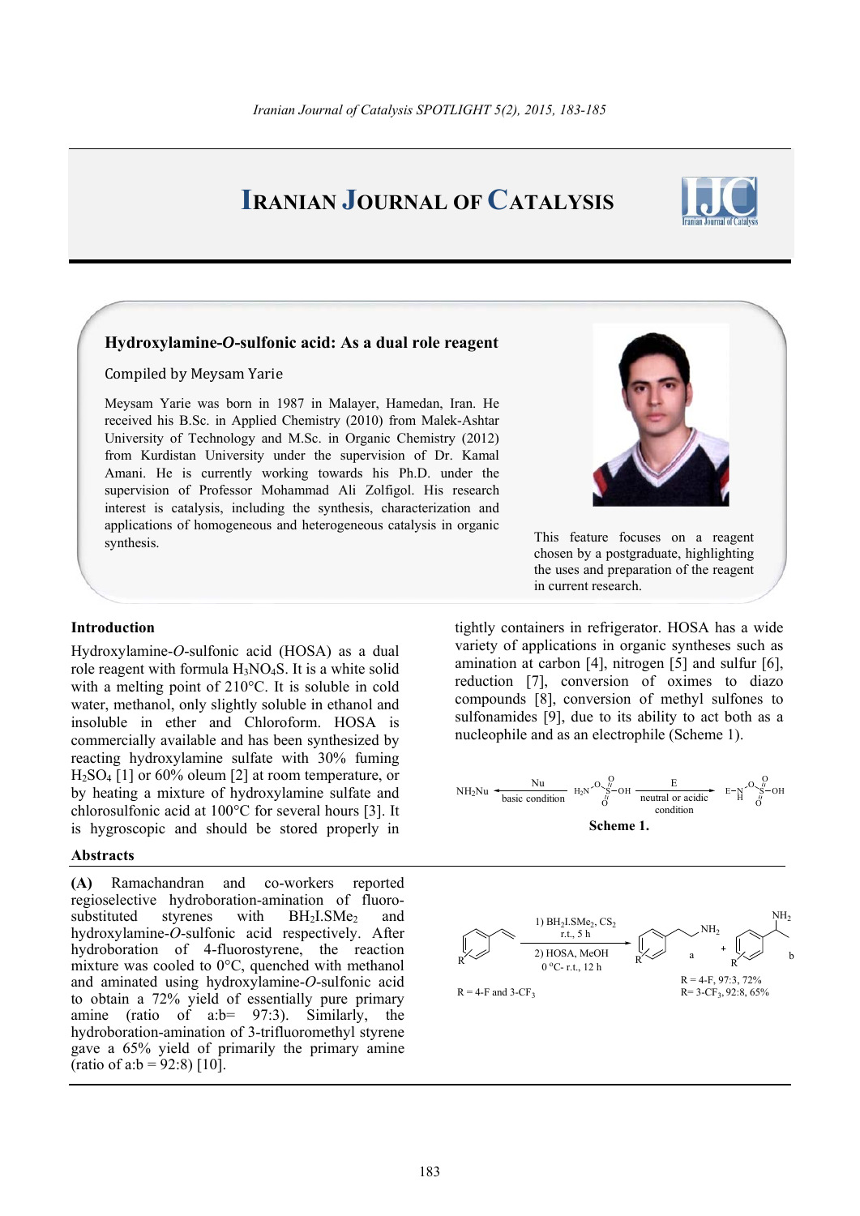# Iranian Journal of Catalysis

## Hydroxylamine-*O*-sulfonic acid: As a dual role reagent

Compiled by Meysam Yarie

Meysam Yarie was born in 1987 in Malayer, Hamedan, Iran. He received his B.Sc. in Applied Chemistry (2010) from Malek-Ashtar University of Technology and M.Sc. in Organic Chemistry (2012) from Kurdistan University under the supervision of Dr. Kamal Amani. He is currently working towards his Ph.D. under the supervision of Professor Mohammad Ali Zolfigol. His research interest is catalysis, including the synthesis, characterization and applications of homogeneous and heterogeneous catalysis in organic synthesis.

This feature focuses on a reagent chosen by a postgraduate, highlighting the uses and preparation of the reagent in current research.

### Introduction

Hydroxylamine-*O*-sulfonic acid (HOSA) as a dual role reagent with formula $H_3NO_4S$. It is a white solid with a melting point of 210°C. It is soluble in cold water, methanol, only slightly soluble in ethanol and insoluble in ether and Chloroform. HOSA is commercially available and has been synthesized by reacting hydroxylamine sulfate with 30% fuming $H_2SO_4$ [1] or 60% oleum [2] at room temperature, or by heating a mixture of hydroxylamine sulfate and chlorosulfonic acid at 100°C for several hours [3]. It is hygroscopic and should be stored properly in tightly containers in refrigerator. HOSA has a wide variety of applications in organic syntheses such as amination at carbon [4], nitrogen [5] and sulfur [6], reduction [7], conversion of oximes to diazo compounds [8], conversion of methyl sulfones to sulfonamides [9], due to its ability to act both as a nucleophile and as an electrophile (Scheme 1).

$NH_2Nu$ ← (Nu, basic condition) — $H_2N$–O–$SO_2$–OH — (E, neutral or acidic condition) → E–NH–O–$SO_2$–OH

**Scheme 1.**

### Abstracts

**(A)** Ramachandran and co-workers reported regioselective hydroboration-amination of fluoro-substituted styrenes with $BH_2I.SMe_2$ and hydroxylamine-*O*-sulfonic acid respectively. After hydroboration of 4-fluorostyrene, the reaction mixture was cooled to 0°C, quenched with methanol and aminated using hydroxylamine-*O*-sulfonic acid to obtain a 72% yield of essentially pure primary amine (ratio of a:b= 97:3). Similarly, the hydroboration-amination of 3-trifluoromethyl styrene gave a 65% yield of primarily the primary amine (ratio of a:b = 92:8) [10].

Reaction conditions: 1) $BH_2I.SMe_2$, $CS_2$, r.t., 5 h; 2) HOSA, MeOH, 0 °C- r.t., 12 h

R = 4-F and 3-$CF_3$

Products a + b: R = 4-F, 97:3, 72%; R= 3-$CF_3$, 92:8, 65%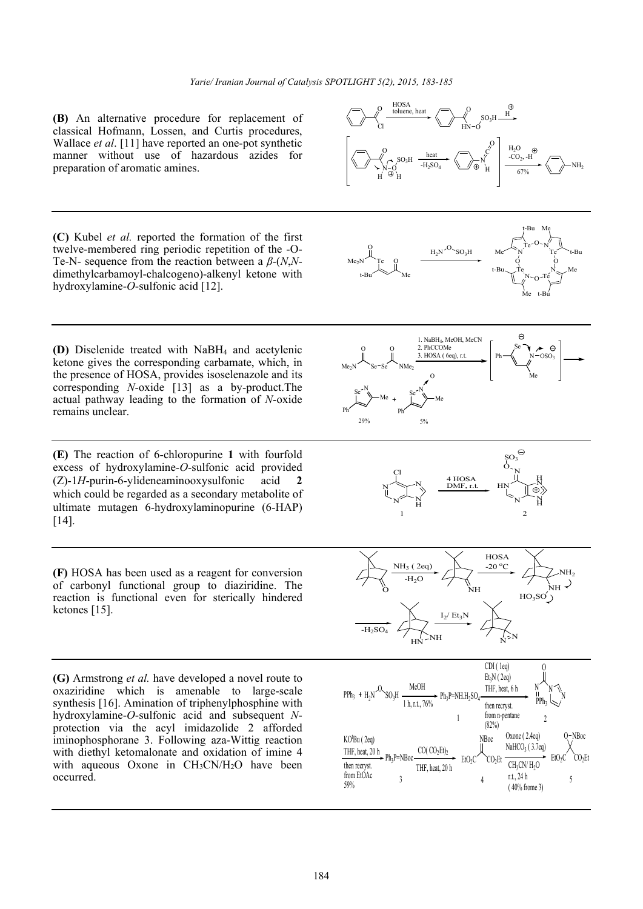**(B)** An alternative procedure for replacement of classical Hofmann, Lossen, and Curtis procedures, Wallace *et al*. [11] have reported an one-pot synthetic manner without use of hazardous azides for preparation of aromatic amines.

---

**(C)** Kubel *et al.* reported the formation of the first twelve-membered ring periodic repetition of the -O-Te-N- sequence from the reaction between a *β*-(*N*,*N*-dimethylcarbamoyl-chalcogeno)-alkenyl ketone with hydroxylamine-*O*-sulfonic acid [12].

---

**(D)** Diselenide treated with $NaBH_4$ and acetylenic ketone gives the corresponding carbamate, which, in the presence of HOSA, provides isoselenazole and its corresponding *N*-oxide [13] as a by-product.The actual pathway leading to the formation of *N*-oxide remains unclear.

---

**(E)** The reaction of 6-chloropurine **1** with fourfold excess of hydroxylamine-*O*-sulfonic acid provided (Z)-1*H*-purin-6-ylideneaminooxysulfonic acid **2** which could be regarded as a secondary metabolite of ultimate mutagen 6-hydroxylaminopurine (6-HAP) [14].

---

**(F)** HOSA has been used as a reagent for conversion of carbonyl functional group to diaziridine. The reaction is functional even for sterically hindered ketones [15].

---

**(G)** Armstrong *et al.* have developed a novel route to oxaziridine which is amenable to large-scale synthesis [16]. Amination of triphenylphosphine with hydroxylamine-*O*-sulfonic acid and subsequent *N*-protection via the acyl imidazolide 2 afforded iminophosphorane 3. Following aza-Wittig reaction with diethyl ketomalonate and oxidation of imine 4 with aqueous Oxone in $CH_3CN/H_2O$ have been occurred.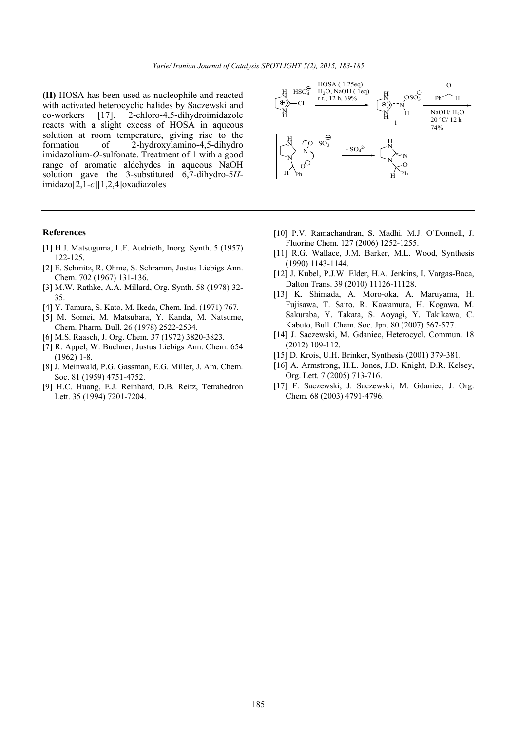**(H)** HOSA has been used as nucleophile and reacted with activated heterocyclic halides by Saczewski and co-workers [17]. 2-chloro-4,5-dihydroimidazole reacts with a slight excess of HOSA in aqueous solution at room temperature, giving rise to the formation of 2-hydroxylamino-4,5-dihydro imidazolium-*O*-sulfonate. Treatment of 1 with a good range of aromatic aldehydes in aqueous NaOH solution gave the 3-substituted 6,7-dihydro-5*H*-imidazo[2,1-*c*][1,2,4]oxadiazoles

HOSA ( 1.25eq)
$H_2O$, NaOH ( 1eq)
r.t., 12 h, 69%

1

NaOH/ $H_2O$
20 °C/ 12 h
74%

$- SO_4^{2-}$

## References

[1] H.J. Matsuguma, L.F. Audrieth, Inorg. Synth. 5 (1957) 122-125.

[2] E. Schmitz, R. Ohme, S. Schramm, Justus Liebigs Ann. Chem. 702 (1967) 131-136.

[3] M.W. Rathke, A.A. Millard, Org. Synth. 58 (1978) 32-35.

[4] Y. Tamura, S. Kato, M. Ikeda, Chem. Ind. (1971) 767.

[5] M. Somei, M. Matsubara, Y. Kanda, M. Natsume, Chem. Pharm. Bull. 26 (1978) 2522-2534.

[6] M.S. Raasch, J. Org. Chem. 37 (1972) 3820-3823.

[7] R. Appel, W. Buchner, Justus Liebigs Ann. Chem. 654 (1962) 1-8.

[8] J. Meinwald, P.G. Gassman, E.G. Miller, J. Am. Chem. Soc. 81 (1959) 4751-4752.

[9] H.C. Huang, E.J. Reinhard, D.B. Reitz, Tetrahedron Lett. 35 (1994) 7201-7204.

[10] P.V. Ramachandran, S. Madhi, M.J. O'Donnell, J. Fluorine Chem. 127 (2006) 1252-1255.

[11] R.G. Wallace, J.M. Barker, M.L. Wood, Synthesis (1990) 1143-1144.

[12] J. Kubel, P.J.W. Elder, H.A. Jenkins, I. Vargas-Baca, Dalton Trans. 39 (2010) 11126-11128.

[13] K. Shimada, A. Moro-oka, A. Maruyama, H. Fujisawa, T. Saito, R. Kawamura, H. Kogawa, M. Sakuraba, Y. Takata, S. Aoyagi, Y. Takikawa, C. Kabuto, Bull. Chem. Soc. Jpn. 80 (2007) 567-577.

[14] J. Saczewski, M. Gdaniec, Heterocycl. Commun. 18 (2012) 109-112.

[15] D. Krois, U.H. Brinker, Synthesis (2001) 379-381.

[16] A. Armstrong, H.L. Jones, J.D. Knight, D.R. Kelsey, Org. Lett. 7 (2005) 713-716.

[17] F. Saczewski, J. Saczewski, M. Gdaniec, J. Org. Chem. 68 (2003) 4791-4796.